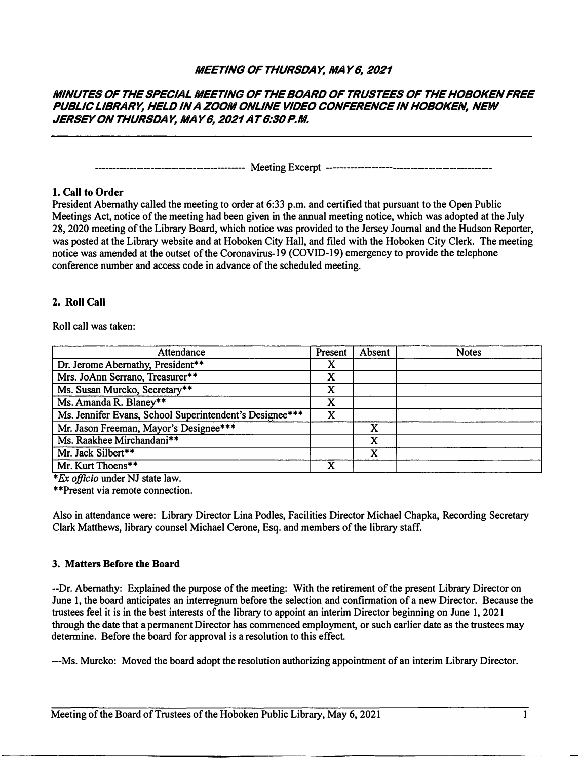***MEETING OF THURSDAY, MAY 6, 2021***

***MINUTES OF THE SPECIAL MEETING OF THE BOARD OF TRUSTEES OF THE HOBOKEN FREE PUBLIC LIBRARY, HELD IN A ZOOM ONLINE VIDEO CONFERENCE IN HOBOKEN, NEW JERSEY ON THURSDAY, MAY 6, 2021 AT 6:30 P.M.***

------------------------------------------ Meeting Excerpt ----------------------------------------------

**1. Call to Order**

President Abernathy called the meeting to order at 6:33 p.m. and certified that pursuant to the Open Public Meetings Act, notice of the meeting had been given in the annual meeting notice, which was adopted at the July 28, 2020 meeting of the Library Board, which notice was provided to the Jersey Journal and the Hudson Reporter, was posted at the Library website and at Hoboken City Hall, and filed with the Hoboken City Clerk. The meeting notice was amended at the outset of the Coronavirus-19 (COVID-19) emergency to provide the telephone conference number and access code in advance of the scheduled meeting.

**2. Roll Call**

Roll call was taken:

| Attendance | Present | Absent | Notes |
|---|---|---|---|
| Dr. Jerome Abernathy, President** | X | | |
| Mrs. JoAnn Serrano, Treasurer** | X | | |
| Ms. Susan Murcko, Secretary** | X | | |
| Ms. Amanda R. Blaney** | X | | |
| Ms. Jennifer Evans, School Superintendent's Designee*** | X | | |
| Mr. Jason Freeman, Mayor's Designee*** | | X | |
| Ms. Raakhee Mirchandani** | | X | |
| Mr. Jack Silbert** | | X | |
| Mr. Kurt Thoens** | X | | |

**Ex officio* under NJ state law.

**Present via remote connection.

Also in attendance were: Library Director Lina Podles, Facilities Director Michael Chapka, Recording Secretary Clark Matthews, library counsel Michael Cerone, Esq. and members of the library staff.

**3. Matters Before the Board**

--Dr. Abernathy: Explained the purpose of the meeting: With the retirement of the present Library Director on June 1, the board anticipates an interregnum before the selection and confirmation of a new Director. Because the trustees feel it is in the best interests of the library to appoint an interim Director beginning on June 1, 2021 through the date that a permanent Director has commenced employment, or such earlier date as the trustees may determine. Before the board for approval is a resolution to this effect.

---Ms. Murcko: Moved the board adopt the resolution authorizing appointment of an interim Library Director.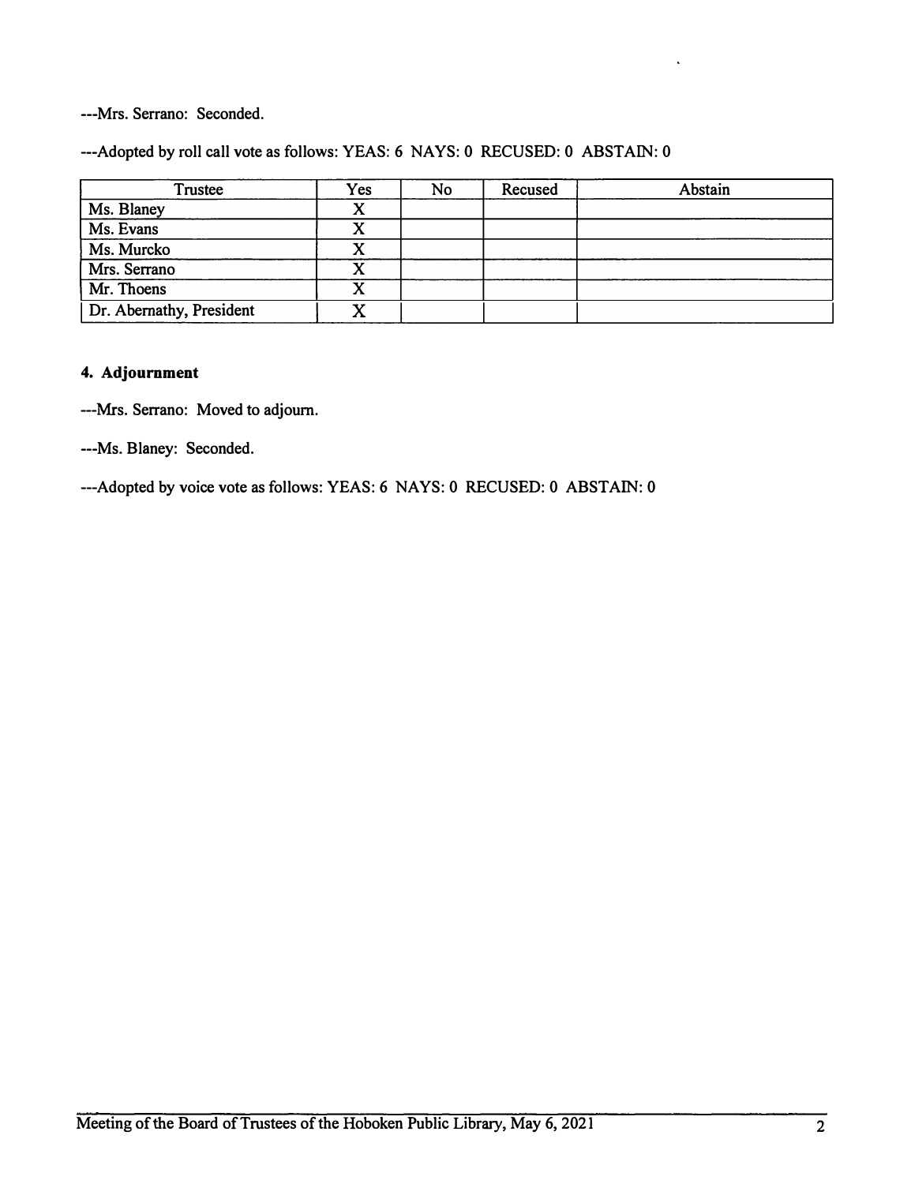---Mrs. Serrano: Seconded.

---Adopted by roll call vote as follows: YEAS: 6 NAYS: 0 RECUSED: 0 ABSTAIN: 0

| Trustee | Yes | No | Recused | Abstain |
|---|---|---|---|---|
| Ms. Blaney | X | | | |
| Ms. Evans | X | | | |
| Ms. Murcko | X | | | |
| Mrs. Serrano | X | | | |
| Mr. Thoens | X | | | |
| Dr. Abernathy, President | X | | | |

#### 4. Adjournment

---Mrs. Serrano: Moved to adjourn.

---Ms. Blaney: Seconded.

---Adopted by voice vote as follows: YEAS: 6 NAYS: 0 RECUSED: 0 ABSTAIN: 0